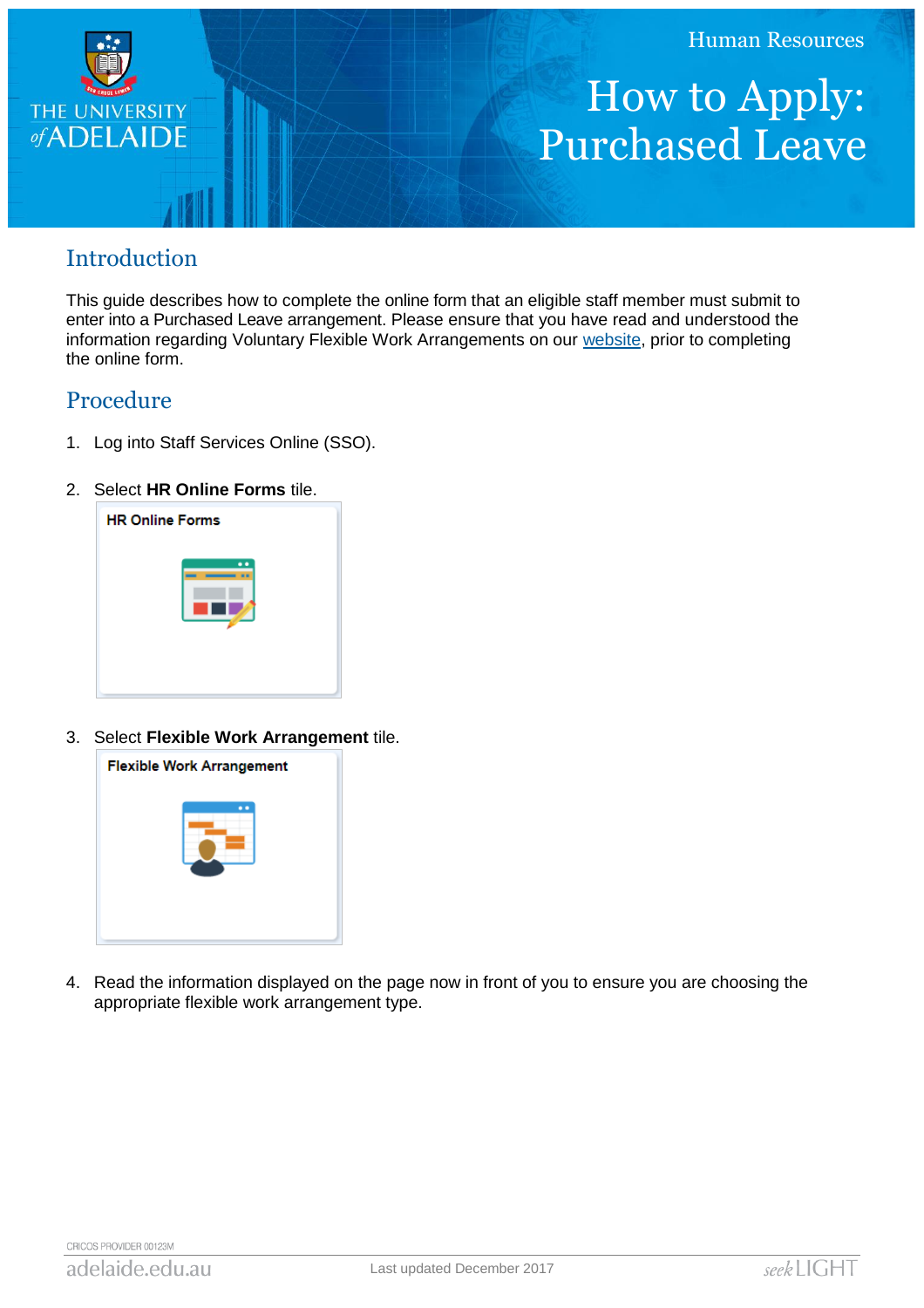Human Resources

# How to Apply: Purchased Leave

## Introduction

This guide describes how to complete the online form that an eligible staff member must submit to enter into a Purchased Leave arrangement. Please ensure that you have read and understood the information regarding Voluntary Flexible Work Arrangements on our website, prior to completing the online form.

## Procedure

1. Log into Staff Services Online (SSO).

2. Select **HR Online Forms** tile.

   HR Online Forms

3. Select **Flexible Work Arrangement** tile.

   Flexible Work Arrangement

4. Read the information displayed on the page now in front of you to ensure you are choosing the appropriate flexible work arrangement type.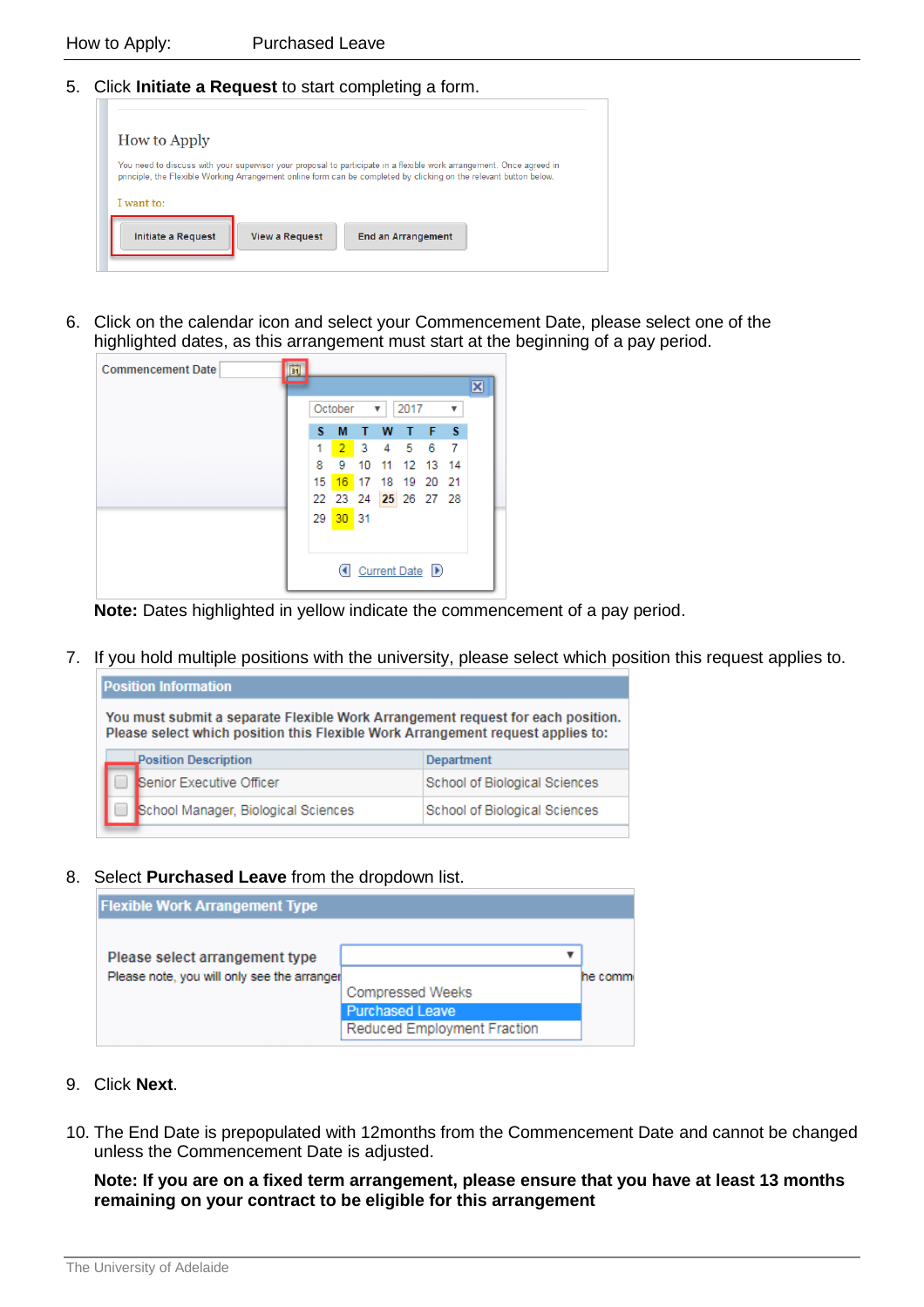5. Click **Initiate a Request** to start completing a form.

6. Click on the calendar icon and select your Commencement Date, please select one of the highlighted dates, as this arrangement must start at the beginning of a pay period.

   **Note:** Dates highlighted in yellow indicate the commencement of a pay period.

7. If you hold multiple positions with the university, please select which position this request applies to.

8. Select **Purchased Leave** from the dropdown list.

9. Click **Next**.

10. The End Date is prepopulated with 12months from the Commencement Date and cannot be changed unless the Commencement Date is adjusted.

    **Note: If you are on a fixed term arrangement, please ensure that you have at least 13 months remaining on your contract to be eligible for this arrangement**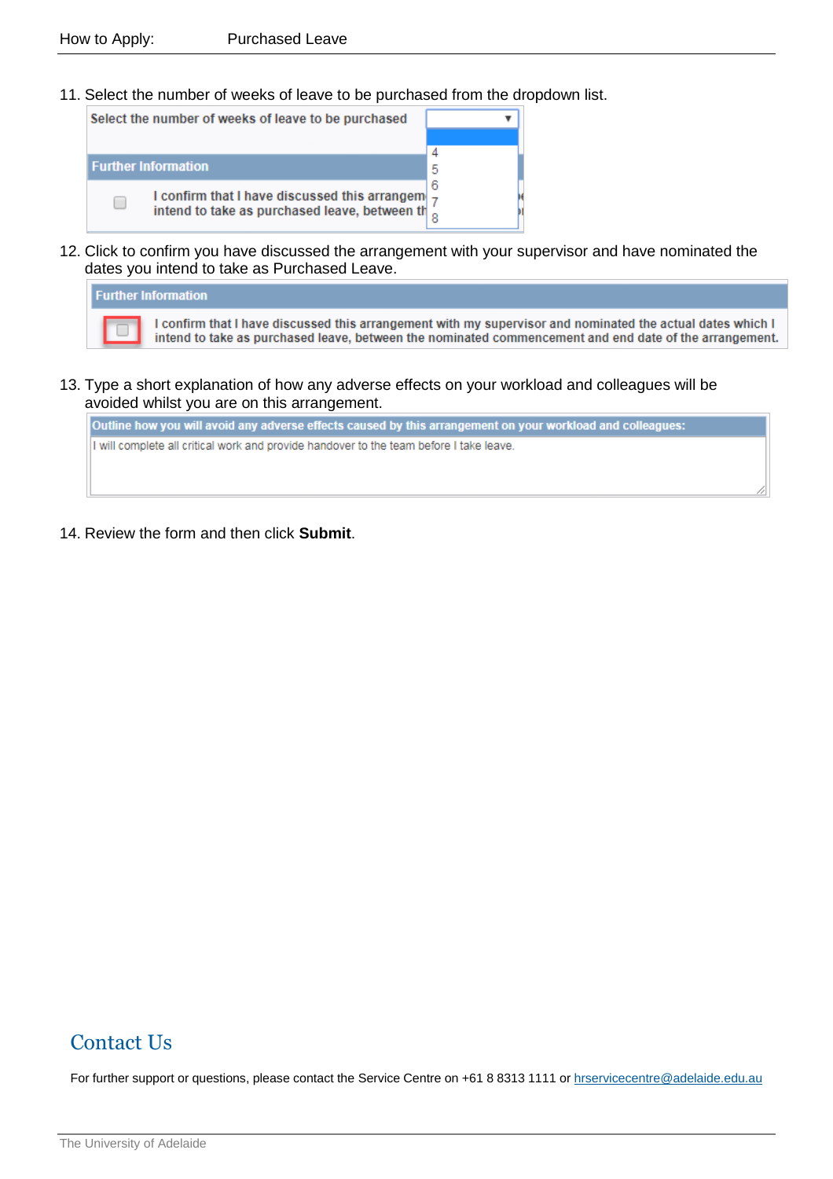11. Select the number of weeks of leave to be purchased from the dropdown list.

12. Click to confirm you have discussed the arrangement with your supervisor and have nominated the dates you intend to take as Purchased Leave.

13. Type a short explanation of how any adverse effects on your workload and colleagues will be avoided whilst you are on this arrangement.

14. Review the form and then click **Submit**.

## Contact Us

For further support or questions, please contact the Service Centre on +61 8 8313 1111 or hrservicecentre@adelaide.edu.au